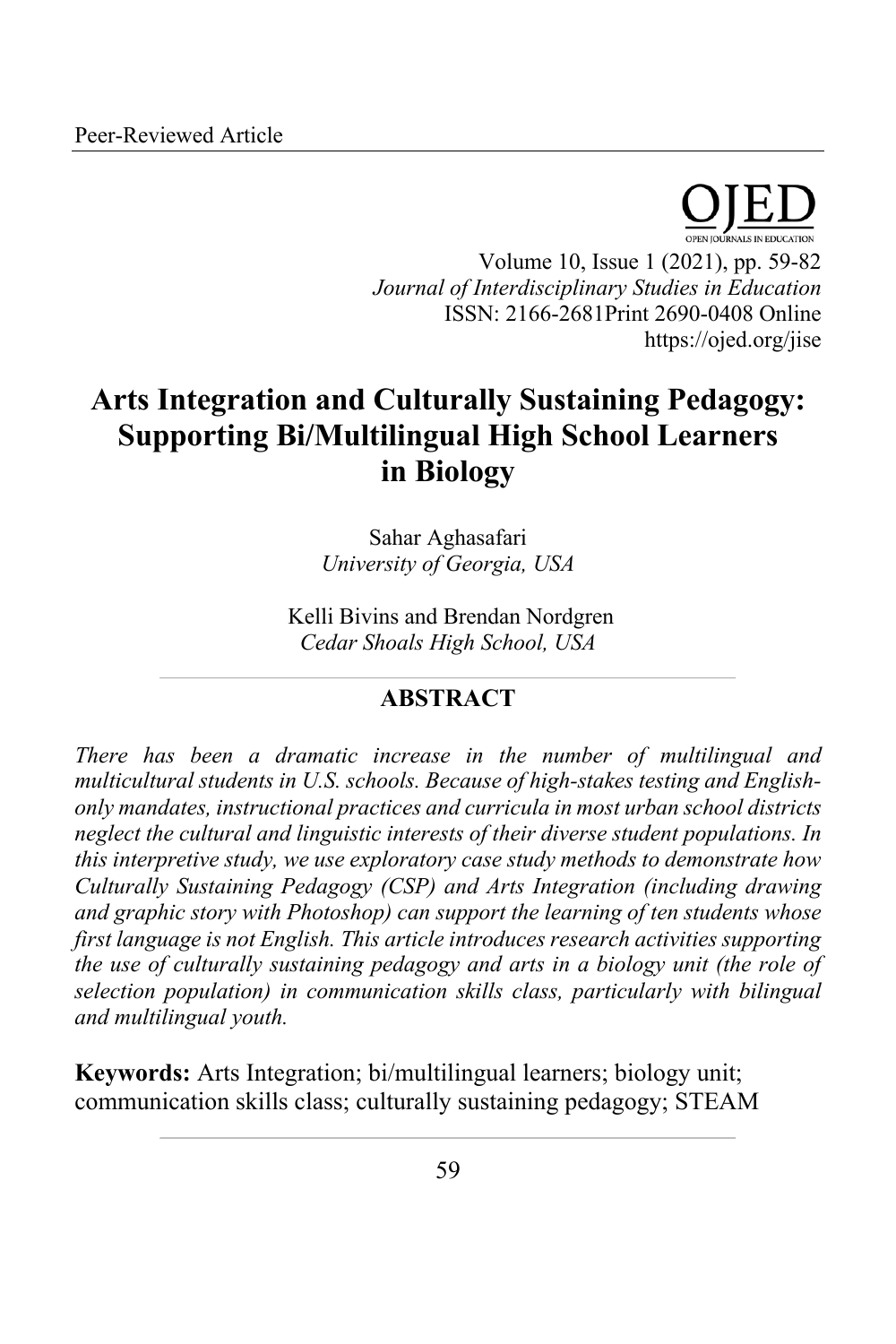Peer-Reviewed Article

# Arts Integration and Culturally Sustaining Pedagogy: Supporting Bi/Multilingual High School Learners in Biology

Sahar Aghasafari
*University of Georgia, USA*

Kelli Bivins and Brendan Nordgren
*Cedar Shoals High School, USA*

## ABSTRACT

*There has been a dramatic increase in the number of multilingual and multicultural students in U.S. schools. Because of high-stakes testing and English-only mandates, instructional practices and curricula in most urban school districts neglect the cultural and linguistic interests of their diverse student populations. In this interpretive study, we use exploratory case study methods to demonstrate how Culturally Sustaining Pedagogy (CSP) and Arts Integration (including drawing and graphic story with Photoshop) can support the learning of ten students whose first language is not English. This article introduces research activities supporting the use of culturally sustaining pedagogy and arts in a biology unit (the role of selection population) in communication skills class, particularly with bilingual and multilingual youth.*

**Keywords:** Arts Integration; bi/multilingual learners; biology unit; communication skills class; culturally sustaining pedagogy; STEAM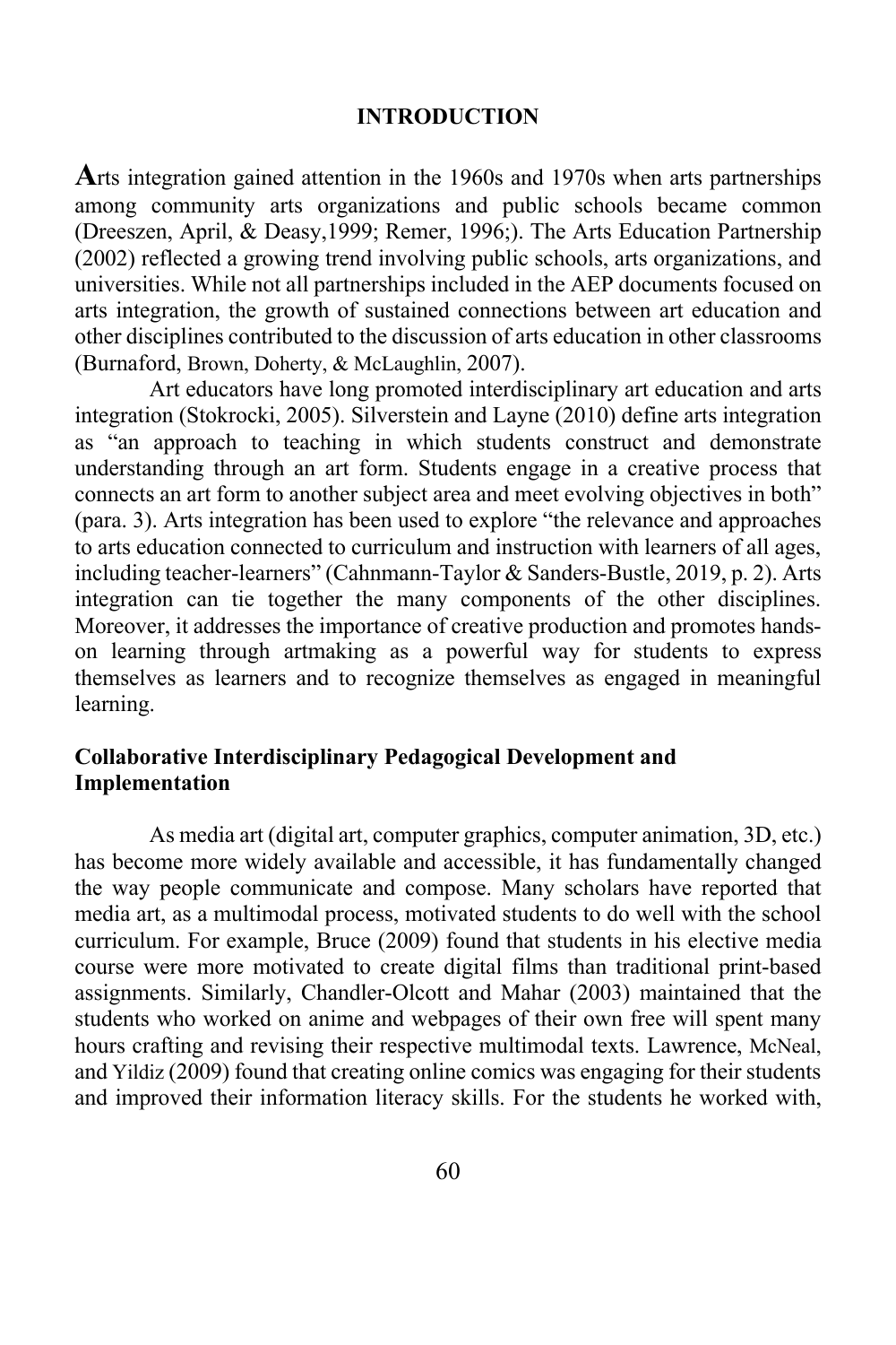## INTRODUCTION

**A**rts integration gained attention in the 1960s and 1970s when arts partnerships among community arts organizations and public schools became common (Dreeszen, April, & Deasy,1999; Remer, 1996;). The Arts Education Partnership (2002) reflected a growing trend involving public schools, arts organizations, and universities. While not all partnerships included in the AEP documents focused on arts integration, the growth of sustained connections between art education and other disciplines contributed to the discussion of arts education in other classrooms (Burnaford, Brown, Doherty, & McLaughlin, 2007).

Art educators have long promoted interdisciplinary art education and arts integration (Stokrocki, 2005). Silverstein and Layne (2010) define arts integration as "an approach to teaching in which students construct and demonstrate understanding through an art form. Students engage in a creative process that connects an art form to another subject area and meet evolving objectives in both" (para. 3). Arts integration has been used to explore "the relevance and approaches to arts education connected to curriculum and instruction with learners of all ages, including teacher-learners" (Cahnmann-Taylor & Sanders-Bustle, 2019, p. 2). Arts integration can tie together the many components of the other disciplines. Moreover, it addresses the importance of creative production and promotes hands-on learning through artmaking as a powerful way for students to express themselves as learners and to recognize themselves as engaged in meaningful learning.

### Collaborative Interdisciplinary Pedagogical Development and Implementation

As media art (digital art, computer graphics, computer animation, 3D, etc.) has become more widely available and accessible, it has fundamentally changed the way people communicate and compose. Many scholars have reported that media art, as a multimodal process, motivated students to do well with the school curriculum. For example, Bruce (2009) found that students in his elective media course were more motivated to create digital films than traditional print-based assignments. Similarly, Chandler-Olcott and Mahar (2003) maintained that the students who worked on anime and webpages of their own free will spent many hours crafting and revising their respective multimodal texts. Lawrence, McNeal, and Yildiz (2009) found that creating online comics was engaging for their students and improved their information literacy skills. For the students he worked with,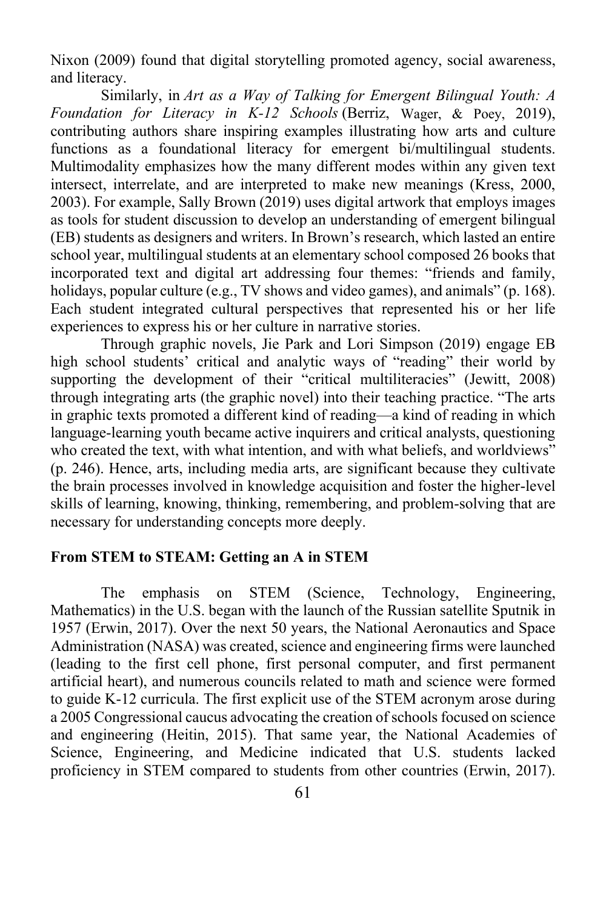Nixon (2009) found that digital storytelling promoted agency, social awareness, and literacy.

Similarly, in *Art as a Way of Talking for Emergent Bilingual Youth: A Foundation for Literacy in K-12 Schools* (Berriz, Wager, & Poey, 2019), contributing authors share inspiring examples illustrating how arts and culture functions as a foundational literacy for emergent bi/multilingual students. Multimodality emphasizes how the many different modes within any given text intersect, interrelate, and are interpreted to make new meanings (Kress, 2000, 2003). For example, Sally Brown (2019) uses digital artwork that employs images as tools for student discussion to develop an understanding of emergent bilingual (EB) students as designers and writers. In Brown's research, which lasted an entire school year, multilingual students at an elementary school composed 26 books that incorporated text and digital art addressing four themes: "friends and family, holidays, popular culture (e.g., TV shows and video games), and animals" (p. 168). Each student integrated cultural perspectives that represented his or her life experiences to express his or her culture in narrative stories.

Through graphic novels, Jie Park and Lori Simpson (2019) engage EB high school students' critical and analytic ways of "reading" their world by supporting the development of their "critical multiliteracies" (Jewitt, 2008) through integrating arts (the graphic novel) into their teaching practice. "The arts in graphic texts promoted a different kind of reading—a kind of reading in which language-learning youth became active inquirers and critical analysts, questioning who created the text, with what intention, and with what beliefs, and worldviews" (p. 246). Hence, arts, including media arts, are significant because they cultivate the brain processes involved in knowledge acquisition and foster the higher-level skills of learning, knowing, thinking, remembering, and problem-solving that are necessary for understanding concepts more deeply.

## From STEM to STEAM: Getting an A in STEM

The emphasis on STEM (Science, Technology, Engineering, Mathematics) in the U.S. began with the launch of the Russian satellite Sputnik in 1957 (Erwin, 2017). Over the next 50 years, the National Aeronautics and Space Administration (NASA) was created, science and engineering firms were launched (leading to the first cell phone, first personal computer, and first permanent artificial heart), and numerous councils related to math and science were formed to guide K-12 curricula. The first explicit use of the STEM acronym arose during a 2005 Congressional caucus advocating the creation of schools focused on science and engineering (Heitin, 2015). That same year, the National Academies of Science, Engineering, and Medicine indicated that U.S. students lacked proficiency in STEM compared to students from other countries (Erwin, 2017).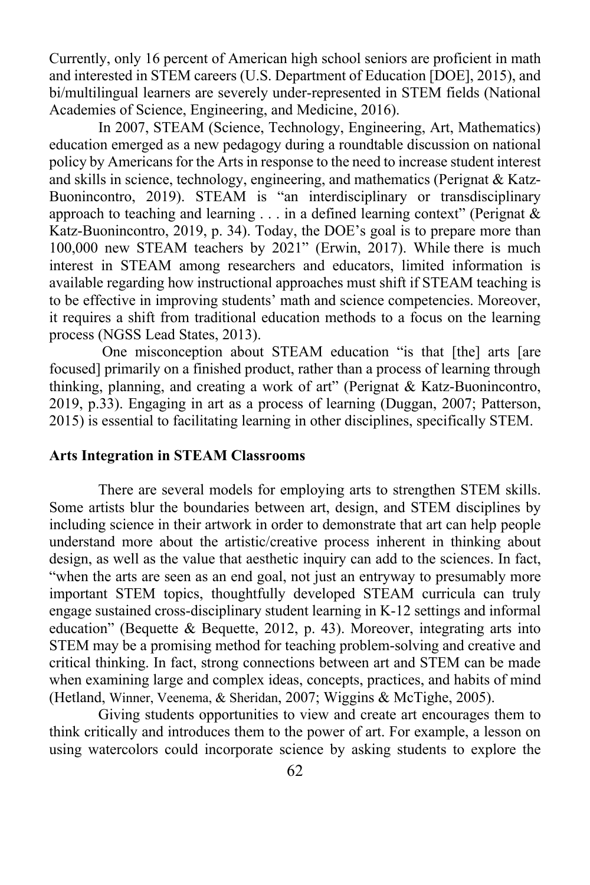Currently, only 16 percent of American high school seniors are proficient in math and interested in STEM careers (U.S. Department of Education [DOE], 2015), and bi/multilingual learners are severely under-represented in STEM fields (National Academies of Science, Engineering, and Medicine, 2016).

In 2007, STEAM (Science, Technology, Engineering, Art, Mathematics) education emerged as a new pedagogy during a roundtable discussion on national policy by Americans for the Arts in response to the need to increase student interest and skills in science, technology, engineering, and mathematics (Perignat & Katz-Buonincontro, 2019). STEAM is "an interdisciplinary or transdisciplinary approach to teaching and learning . . . in a defined learning context" (Perignat & Katz-Buonincontro, 2019, p. 34). Today, the DOE's goal is to prepare more than 100,000 new STEAM teachers by 2021" (Erwin, 2017). While there is much interest in STEAM among researchers and educators, limited information is available regarding how instructional approaches must shift if STEAM teaching is to be effective in improving students' math and science competencies. Moreover, it requires a shift from traditional education methods to a focus on the learning process (NGSS Lead States, 2013).

One misconception about STEAM education "is that [the] arts [are focused] primarily on a finished product, rather than a process of learning through thinking, planning, and creating a work of art" (Perignat & Katz-Buonincontro, 2019, p.33). Engaging in art as a process of learning (Duggan, 2007; Patterson, 2015) is essential to facilitating learning in other disciplines, specifically STEM.

## Arts Integration in STEAM Classrooms

There are several models for employing arts to strengthen STEM skills. Some artists blur the boundaries between art, design, and STEM disciplines by including science in their artwork in order to demonstrate that art can help people understand more about the artistic/creative process inherent in thinking about design, as well as the value that aesthetic inquiry can add to the sciences. In fact, "when the arts are seen as an end goal, not just an entryway to presumably more important STEM topics, thoughtfully developed STEAM curricula can truly engage sustained cross-disciplinary student learning in K-12 settings and informal education" (Bequette & Bequette, 2012, p. 43). Moreover, integrating arts into STEM may be a promising method for teaching problem-solving and creative and critical thinking. In fact, strong connections between art and STEM can be made when examining large and complex ideas, concepts, practices, and habits of mind (Hetland, Winner, Veenema, & Sheridan, 2007; Wiggins & McTighe, 2005).

Giving students opportunities to view and create art encourages them to think critically and introduces them to the power of art. For example, a lesson on using watercolors could incorporate science by asking students to explore the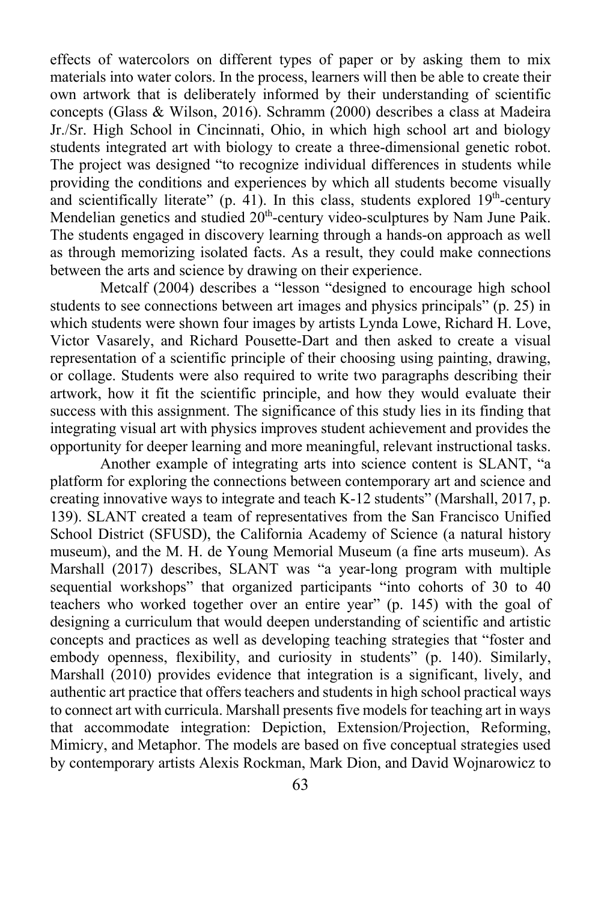effects of watercolors on different types of paper or by asking them to mix materials into water colors. In the process, learners will then be able to create their own artwork that is deliberately informed by their understanding of scientific concepts (Glass & Wilson, 2016). Schramm (2000) describes a class at Madeira Jr./Sr. High School in Cincinnati, Ohio, in which high school art and biology students integrated art with biology to create a three-dimensional genetic robot. The project was designed "to recognize individual differences in students while providing the conditions and experiences by which all students become visually and scientifically literate" (p. 41). In this class, students explored 19th-century Mendelian genetics and studied 20th-century video-sculptures by Nam June Paik. The students engaged in discovery learning through a hands-on approach as well as through memorizing isolated facts. As a result, they could make connections between the arts and science by drawing on their experience.

Metcalf (2004) describes a "lesson "designed to encourage high school students to see connections between art images and physics principals" (p. 25) in which students were shown four images by artists Lynda Lowe, Richard H. Love, Victor Vasarely, and Richard Pousette-Dart and then asked to create a visual representation of a scientific principle of their choosing using painting, drawing, or collage. Students were also required to write two paragraphs describing their artwork, how it fit the scientific principle, and how they would evaluate their success with this assignment. The significance of this study lies in its finding that integrating visual art with physics improves student achievement and provides the opportunity for deeper learning and more meaningful, relevant instructional tasks.

Another example of integrating arts into science content is SLANT, "a platform for exploring the connections between contemporary art and science and creating innovative ways to integrate and teach K-12 students" (Marshall, 2017, p. 139). SLANT created a team of representatives from the San Francisco Unified School District (SFUSD), the California Academy of Science (a natural history museum), and the M. H. de Young Memorial Museum (a fine arts museum). As Marshall (2017) describes, SLANT was "a year-long program with multiple sequential workshops" that organized participants "into cohorts of 30 to 40 teachers who worked together over an entire year" (p. 145) with the goal of designing a curriculum that would deepen understanding of scientific and artistic concepts and practices as well as developing teaching strategies that "foster and embody openness, flexibility, and curiosity in students" (p. 140). Similarly, Marshall (2010) provides evidence that integration is a significant, lively, and authentic art practice that offers teachers and students in high school practical ways to connect art with curricula. Marshall presents five models for teaching art in ways that accommodate integration: Depiction, Extension/Projection, Reforming, Mimicry, and Metaphor. The models are based on five conceptual strategies used by contemporary artists Alexis Rockman, Mark Dion, and David Wojnarowicz to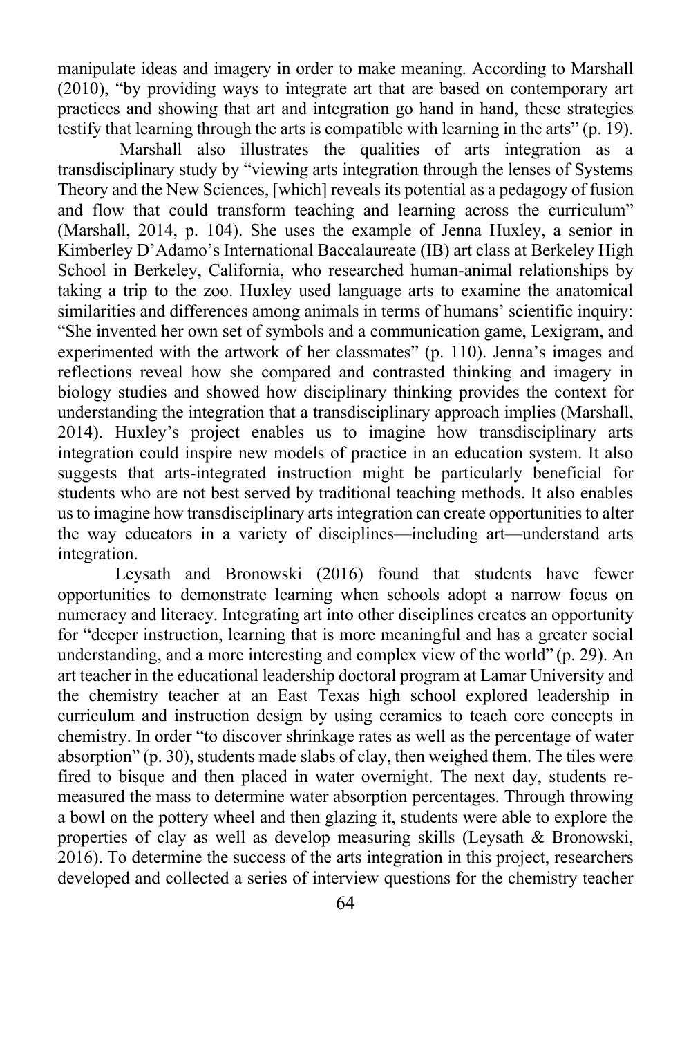manipulate ideas and imagery in order to make meaning. According to Marshall (2010), "by providing ways to integrate art that are based on contemporary art practices and showing that art and integration go hand in hand, these strategies testify that learning through the arts is compatible with learning in the arts" (p. 19).

Marshall also illustrates the qualities of arts integration as a transdisciplinary study by "viewing arts integration through the lenses of Systems Theory and the New Sciences, [which] reveals its potential as a pedagogy of fusion and flow that could transform teaching and learning across the curriculum" (Marshall, 2014, p. 104). She uses the example of Jenna Huxley, a senior in Kimberley D'Adamo's International Baccalaureate (IB) art class at Berkeley High School in Berkeley, California, who researched human-animal relationships by taking a trip to the zoo. Huxley used language arts to examine the anatomical similarities and differences among animals in terms of humans' scientific inquiry: "She invented her own set of symbols and a communication game, Lexigram, and experimented with the artwork of her classmates" (p. 110). Jenna's images and reflections reveal how she compared and contrasted thinking and imagery in biology studies and showed how disciplinary thinking provides the context for understanding the integration that a transdisciplinary approach implies (Marshall, 2014). Huxley's project enables us to imagine how transdisciplinary arts integration could inspire new models of practice in an education system. It also suggests that arts-integrated instruction might be particularly beneficial for students who are not best served by traditional teaching methods. It also enables us to imagine how transdisciplinary arts integration can create opportunities to alter the way educators in a variety of disciplines—including art—understand arts integration.

Leysath and Bronowski (2016) found that students have fewer opportunities to demonstrate learning when schools adopt a narrow focus on numeracy and literacy. Integrating art into other disciplines creates an opportunity for "deeper instruction, learning that is more meaningful and has a greater social understanding, and a more interesting and complex view of the world" (p. 29). An art teacher in the educational leadership doctoral program at Lamar University and the chemistry teacher at an East Texas high school explored leadership in curriculum and instruction design by using ceramics to teach core concepts in chemistry. In order "to discover shrinkage rates as well as the percentage of water absorption" (p. 30), students made slabs of clay, then weighed them. The tiles were fired to bisque and then placed in water overnight. The next day, students re-measured the mass to determine water absorption percentages. Through throwing a bowl on the pottery wheel and then glazing it, students were able to explore the properties of clay as well as develop measuring skills (Leysath & Bronowski, 2016). To determine the success of the arts integration in this project, researchers developed and collected a series of interview questions for the chemistry teacher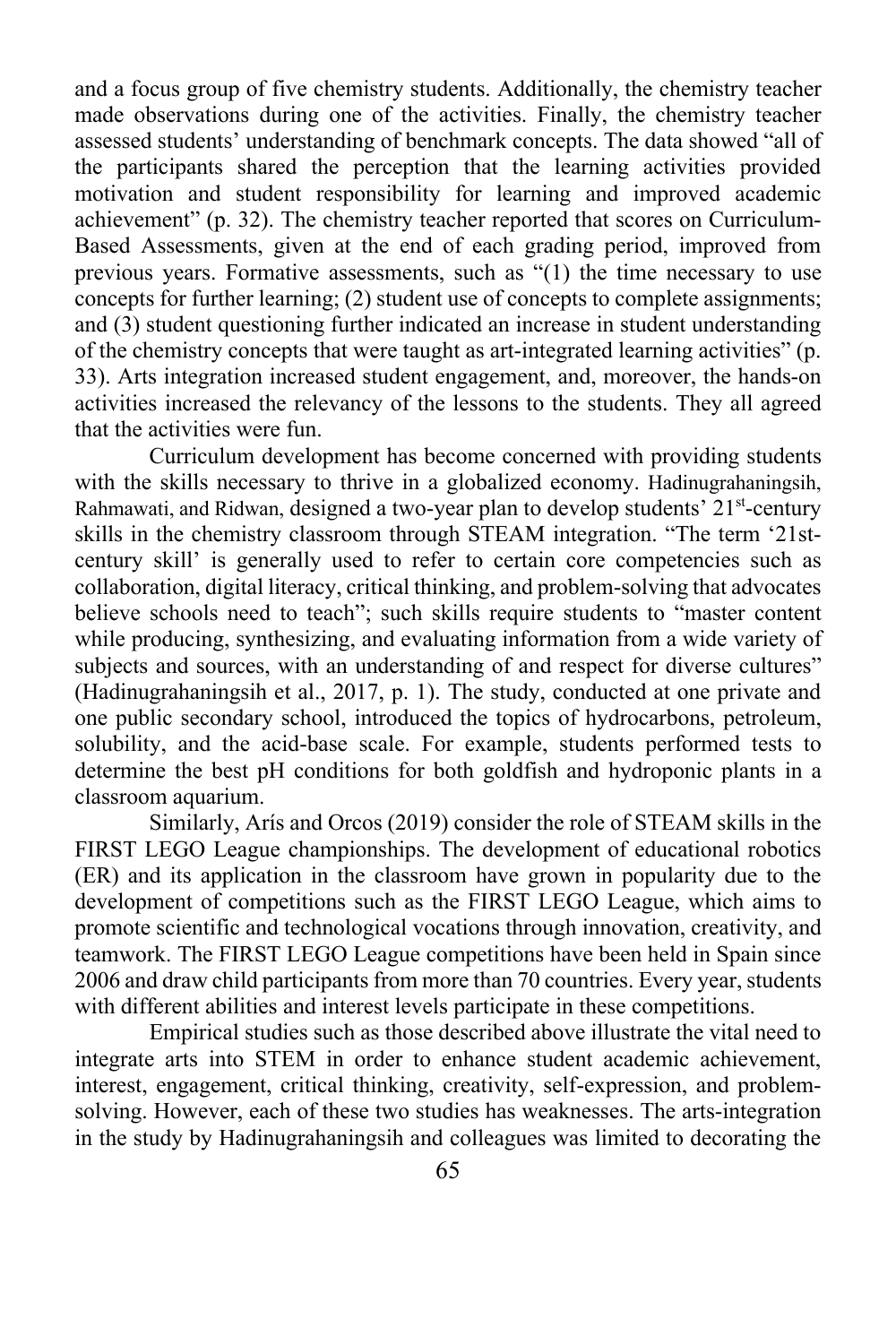and a focus group of five chemistry students. Additionally, the chemistry teacher made observations during one of the activities. Finally, the chemistry teacher assessed students' understanding of benchmark concepts. The data showed "all of the participants shared the perception that the learning activities provided motivation and student responsibility for learning and improved academic achievement" (p. 32). The chemistry teacher reported that scores on Curriculum-Based Assessments, given at the end of each grading period, improved from previous years. Formative assessments, such as "(1) the time necessary to use concepts for further learning; (2) student use of concepts to complete assignments; and (3) student questioning further indicated an increase in student understanding of the chemistry concepts that were taught as art-integrated learning activities" (p. 33). Arts integration increased student engagement, and, moreover, the hands-on activities increased the relevancy of the lessons to the students. They all agreed that the activities were fun.

Curriculum development has become concerned with providing students with the skills necessary to thrive in a globalized economy. Hadinugrahaningsih, Rahmawati, and Ridwan, designed a two-year plan to develop students' 21st-century skills in the chemistry classroom through STEAM integration. "The term '21st-century skill' is generally used to refer to certain core competencies such as collaboration, digital literacy, critical thinking, and problem-solving that advocates believe schools need to teach"; such skills require students to "master content while producing, synthesizing, and evaluating information from a wide variety of subjects and sources, with an understanding of and respect for diverse cultures" (Hadinugrahaningsih et al., 2017, p. 1). The study, conducted at one private and one public secondary school, introduced the topics of hydrocarbons, petroleum, solubility, and the acid-base scale. For example, students performed tests to determine the best pH conditions for both goldfish and hydroponic plants in a classroom aquarium.

Similarly, Arís and Orcos (2019) consider the role of STEAM skills in the FIRST LEGO League championships. The development of educational robotics (ER) and its application in the classroom have grown in popularity due to the development of competitions such as the FIRST LEGO League, which aims to promote scientific and technological vocations through innovation, creativity, and teamwork. The FIRST LEGO League competitions have been held in Spain since 2006 and draw child participants from more than 70 countries. Every year, students with different abilities and interest levels participate in these competitions.

Empirical studies such as those described above illustrate the vital need to integrate arts into STEM in order to enhance student academic achievement, interest, engagement, critical thinking, creativity, self-expression, and problem-solving. However, each of these two studies has weaknesses. The arts-integration in the study by Hadinugrahaningsih and colleagues was limited to decorating the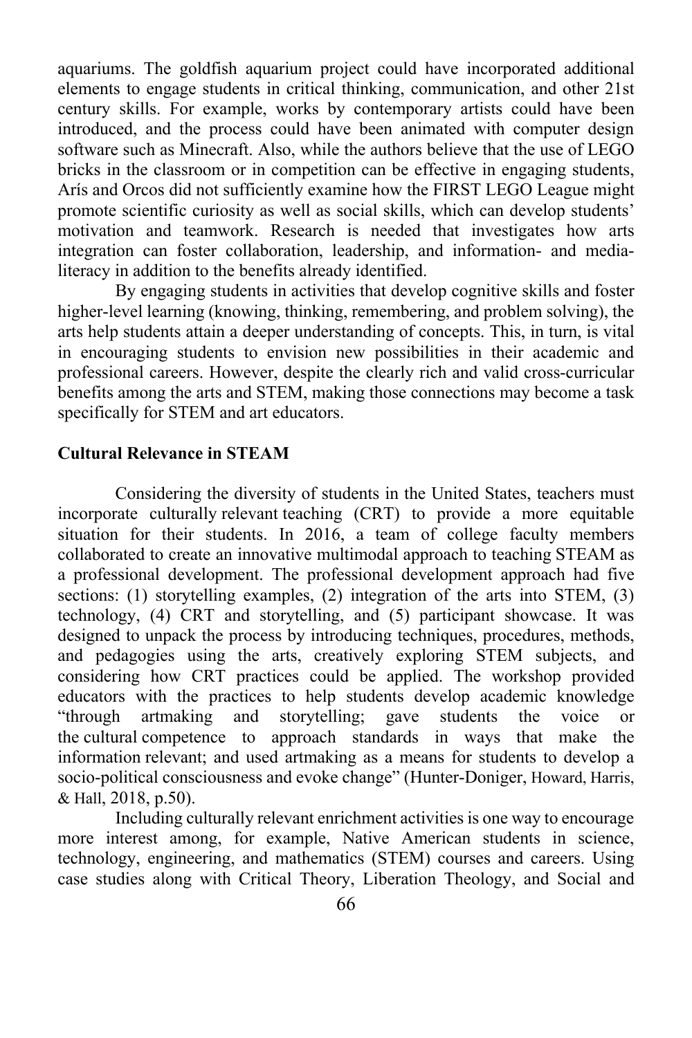aquariums. The goldfish aquarium project could have incorporated additional elements to engage students in critical thinking, communication, and other 21st century skills. For example, works by contemporary artists could have been introduced, and the process could have been animated with computer design software such as Minecraft. Also, while the authors believe that the use of LEGO bricks in the classroom or in competition can be effective in engaging students, Arís and Orcos did not sufficiently examine how the FIRST LEGO League might promote scientific curiosity as well as social skills, which can develop students' motivation and teamwork. Research is needed that investigates how arts integration can foster collaboration, leadership, and information- and media-literacy in addition to the benefits already identified.

By engaging students in activities that develop cognitive skills and foster higher-level learning (knowing, thinking, remembering, and problem solving), the arts help students attain a deeper understanding of concepts. This, in turn, is vital in encouraging students to envision new possibilities in their academic and professional careers. However, despite the clearly rich and valid cross-curricular benefits among the arts and STEM, making those connections may become a task specifically for STEM and art educators.

**Cultural Relevance in STEAM**

Considering the diversity of students in the United States, teachers must incorporate culturally relevant teaching (CRT) to provide a more equitable situation for their students. In 2016, a team of college faculty members collaborated to create an innovative multimodal approach to teaching STEAM as a professional development. The professional development approach had five sections: (1) storytelling examples, (2) integration of the arts into STEM, (3) technology, (4) CRT and storytelling, and (5) participant showcase. It was designed to unpack the process by introducing techniques, procedures, methods, and pedagogies using the arts, creatively exploring STEM subjects, and considering how CRT practices could be applied. The workshop provided educators with the practices to help students develop academic knowledge "through artmaking and storytelling; gave students the voice or the cultural competence to approach standards in ways that make the information relevant; and used artmaking as a means for students to develop a socio-political consciousness and evoke change" (Hunter-Doniger, Howard, Harris, & Hall, 2018, p.50).

Including culturally relevant enrichment activities is one way to encourage more interest among, for example, Native American students in science, technology, engineering, and mathematics (STEM) courses and careers. Using case studies along with Critical Theory, Liberation Theology, and Social and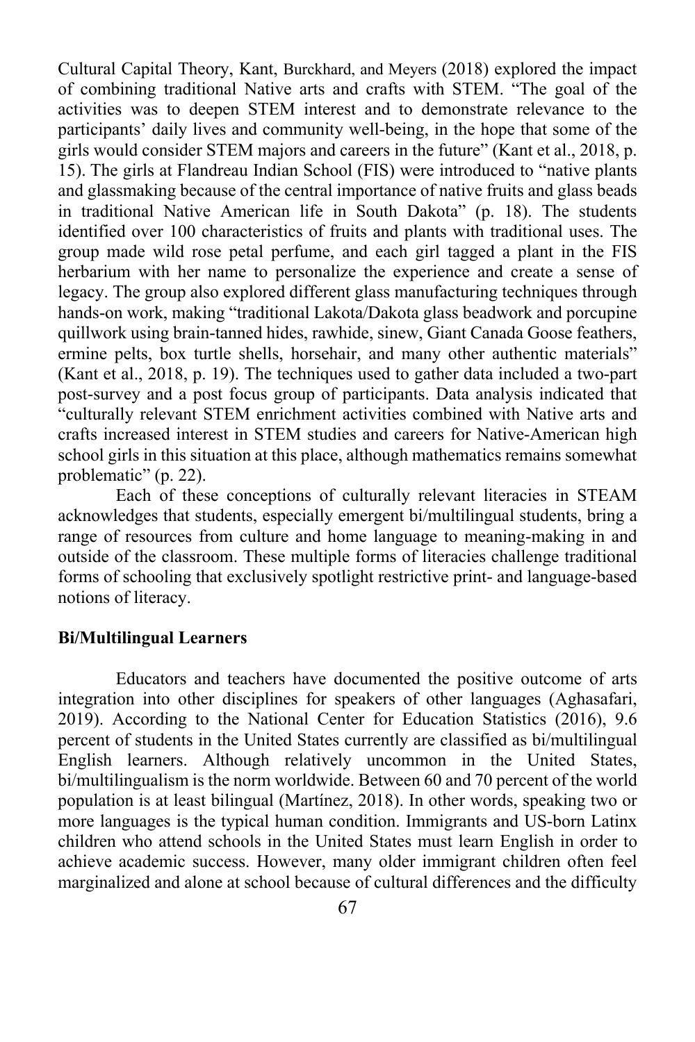Cultural Capital Theory, Kant, Burckhard, and Meyers (2018) explored the impact of combining traditional Native arts and crafts with STEM. "The goal of the activities was to deepen STEM interest and to demonstrate relevance to the participants' daily lives and community well-being, in the hope that some of the girls would consider STEM majors and careers in the future" (Kant et al., 2018, p. 15). The girls at Flandreau Indian School (FIS) were introduced to "native plants and glassmaking because of the central importance of native fruits and glass beads in traditional Native American life in South Dakota" (p. 18). The students identified over 100 characteristics of fruits and plants with traditional uses. The group made wild rose petal perfume, and each girl tagged a plant in the FIS herbarium with her name to personalize the experience and create a sense of legacy. The group also explored different glass manufacturing techniques through hands-on work, making "traditional Lakota/Dakota glass beadwork and porcupine quillwork using brain-tanned hides, rawhide, sinew, Giant Canada Goose feathers, ermine pelts, box turtle shells, horsehair, and many other authentic materials" (Kant et al., 2018, p. 19). The techniques used to gather data included a two-part post-survey and a post focus group of participants. Data analysis indicated that "culturally relevant STEM enrichment activities combined with Native arts and crafts increased interest in STEM studies and careers for Native-American high school girls in this situation at this place, although mathematics remains somewhat problematic" (p. 22).

Each of these conceptions of culturally relevant literacies in STEAM acknowledges that students, especially emergent bi/multilingual students, bring a range of resources from culture and home language to meaning-making in and outside of the classroom. These multiple forms of literacies challenge traditional forms of schooling that exclusively spotlight restrictive print- and language-based notions of literacy.

**Bi/Multilingual Learners**

Educators and teachers have documented the positive outcome of arts integration into other disciplines for speakers of other languages (Aghasafari, 2019). According to the National Center for Education Statistics (2016), 9.6 percent of students in the United States currently are classified as bi/multilingual English learners. Although relatively uncommon in the United States, bi/multilingualism is the norm worldwide. Between 60 and 70 percent of the world population is at least bilingual (Martínez, 2018). In other words, speaking two or more languages is the typical human condition. Immigrants and US-born Latinx children who attend schools in the United States must learn English in order to achieve academic success. However, many older immigrant children often feel marginalized and alone at school because of cultural differences and the difficulty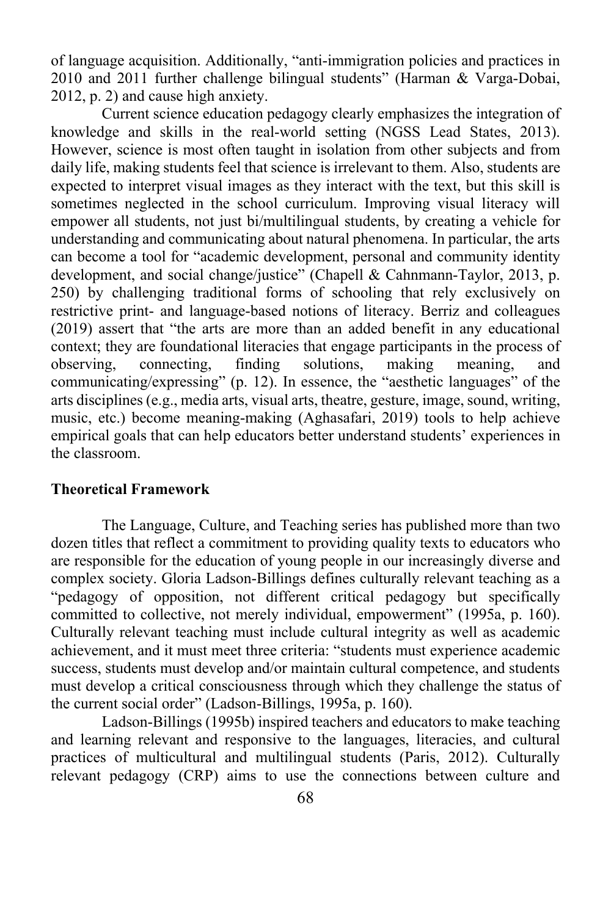of language acquisition. Additionally, "anti-immigration policies and practices in 2010 and 2011 further challenge bilingual students" (Harman & Varga-Dobai, 2012, p. 2) and cause high anxiety.

Current science education pedagogy clearly emphasizes the integration of knowledge and skills in the real-world setting (NGSS Lead States, 2013). However, science is most often taught in isolation from other subjects and from daily life, making students feel that science is irrelevant to them. Also, students are expected to interpret visual images as they interact with the text, but this skill is sometimes neglected in the school curriculum. Improving visual literacy will empower all students, not just bi/multilingual students, by creating a vehicle for understanding and communicating about natural phenomena. In particular, the arts can become a tool for "academic development, personal and community identity development, and social change/justice" (Chapell & Cahnmann-Taylor, 2013, p. 250) by challenging traditional forms of schooling that rely exclusively on restrictive print- and language-based notions of literacy. Berriz and colleagues (2019) assert that "the arts are more than an added benefit in any educational context; they are foundational literacies that engage participants in the process of observing, connecting, finding solutions, making meaning, and communicating/expressing" (p. 12). In essence, the "aesthetic languages" of the arts disciplines (e.g., media arts, visual arts, theatre, gesture, image, sound, writing, music, etc.) become meaning-making (Aghasafari, 2019) tools to help achieve empirical goals that can help educators better understand students' experiences in the classroom.

## Theoretical Framework

The Language, Culture, and Teaching series has published more than two dozen titles that reflect a commitment to providing quality texts to educators who are responsible for the education of young people in our increasingly diverse and complex society. Gloria Ladson-Billings defines culturally relevant teaching as a "pedagogy of opposition, not different critical pedagogy but specifically committed to collective, not merely individual, empowerment" (1995a, p. 160). Culturally relevant teaching must include cultural integrity as well as academic achievement, and it must meet three criteria: "students must experience academic success, students must develop and/or maintain cultural competence, and students must develop a critical consciousness through which they challenge the status of the current social order" (Ladson-Billings, 1995a, p. 160).

Ladson-Billings (1995b) inspired teachers and educators to make teaching and learning relevant and responsive to the languages, literacies, and cultural practices of multicultural and multilingual students (Paris, 2012). Culturally relevant pedagogy (CRP) aims to use the connections between culture and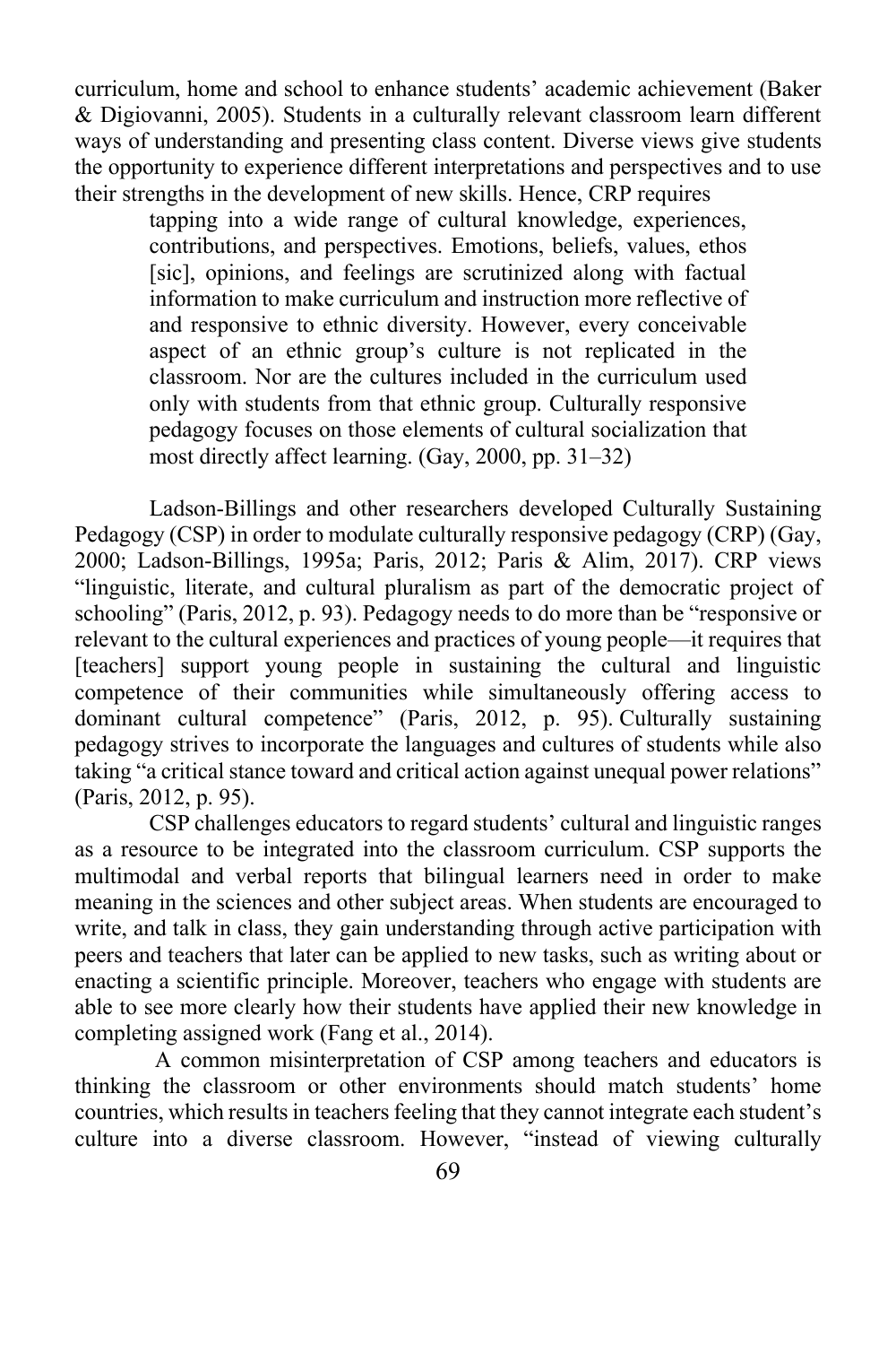curriculum, home and school to enhance students' academic achievement (Baker & Digiovanni, 2005). Students in a culturally relevant classroom learn different ways of understanding and presenting class content. Diverse views give students the opportunity to experience different interpretations and perspectives and to use their strengths in the development of new skills. Hence, CRP requires

> tapping into a wide range of cultural knowledge, experiences, contributions, and perspectives. Emotions, beliefs, values, ethos [sic], opinions, and feelings are scrutinized along with factual information to make curriculum and instruction more reflective of and responsive to ethnic diversity. However, every conceivable aspect of an ethnic group's culture is not replicated in the classroom. Nor are the cultures included in the curriculum used only with students from that ethnic group. Culturally responsive pedagogy focuses on those elements of cultural socialization that most directly affect learning. (Gay, 2000, pp. 31–32)

Ladson-Billings and other researchers developed Culturally Sustaining Pedagogy (CSP) in order to modulate culturally responsive pedagogy (CRP) (Gay, 2000; Ladson-Billings, 1995a; Paris, 2012; Paris & Alim, 2017). CRP views "linguistic, literate, and cultural pluralism as part of the democratic project of schooling" (Paris, 2012, p. 93). Pedagogy needs to do more than be "responsive or relevant to the cultural experiences and practices of young people—it requires that [teachers] support young people in sustaining the cultural and linguistic competence of their communities while simultaneously offering access to dominant cultural competence" (Paris, 2012, p. 95). Culturally sustaining pedagogy strives to incorporate the languages and cultures of students while also taking "a critical stance toward and critical action against unequal power relations" (Paris, 2012, p. 95).

CSP challenges educators to regard students' cultural and linguistic ranges as a resource to be integrated into the classroom curriculum. CSP supports the multimodal and verbal reports that bilingual learners need in order to make meaning in the sciences and other subject areas. When students are encouraged to write, and talk in class, they gain understanding through active participation with peers and teachers that later can be applied to new tasks, such as writing about or enacting a scientific principle. Moreover, teachers who engage with students are able to see more clearly how their students have applied their new knowledge in completing assigned work (Fang et al., 2014).

A common misinterpretation of CSP among teachers and educators is thinking the classroom or other environments should match students' home countries, which results in teachers feeling that they cannot integrate each student's culture into a diverse classroom. However, "instead of viewing culturally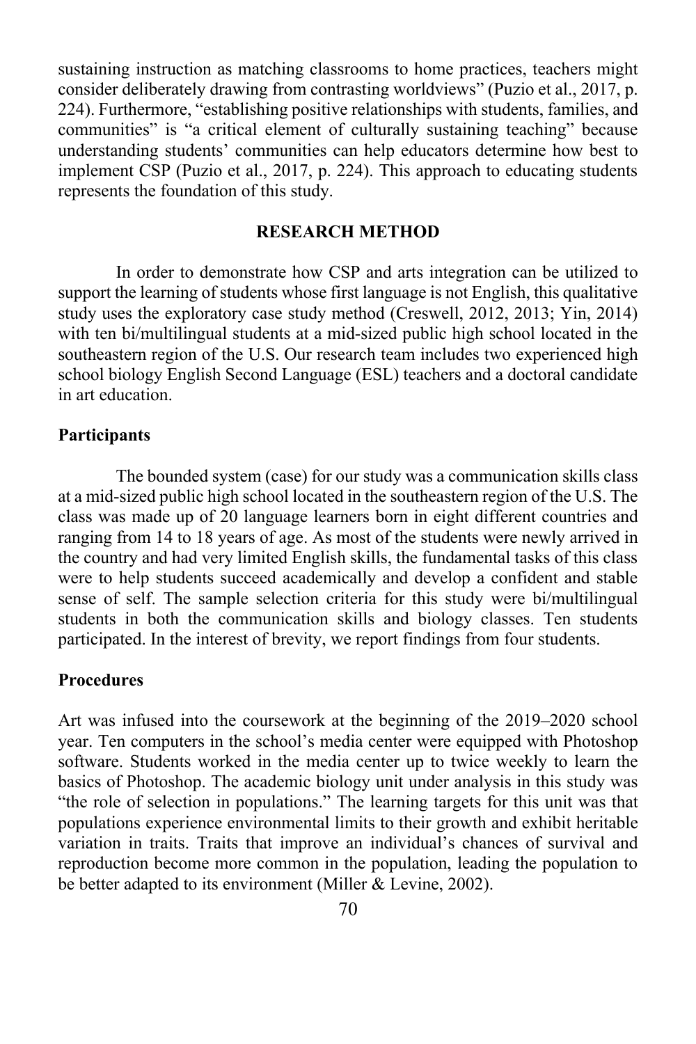sustaining instruction as matching classrooms to home practices, teachers might consider deliberately drawing from contrasting worldviews" (Puzio et al., 2017, p. 224). Furthermore, "establishing positive relationships with students, families, and communities" is "a critical element of culturally sustaining teaching" because understanding students' communities can help educators determine how best to implement CSP (Puzio et al., 2017, p. 224). This approach to educating students represents the foundation of this study.

## RESEARCH METHOD

In order to demonstrate how CSP and arts integration can be utilized to support the learning of students whose first language is not English, this qualitative study uses the exploratory case study method (Creswell, 2012, 2013; Yin, 2014) with ten bi/multilingual students at a mid-sized public high school located in the southeastern region of the U.S. Our research team includes two experienced high school biology English Second Language (ESL) teachers and a doctoral candidate in art education.

### Participants

The bounded system (case) for our study was a communication skills class at a mid-sized public high school located in the southeastern region of the U.S. The class was made up of 20 language learners born in eight different countries and ranging from 14 to 18 years of age. As most of the students were newly arrived in the country and had very limited English skills, the fundamental tasks of this class were to help students succeed academically and develop a confident and stable sense of self. The sample selection criteria for this study were bi/multilingual students in both the communication skills and biology classes. Ten students participated. In the interest of brevity, we report findings from four students.

### Procedures

Art was infused into the coursework at the beginning of the 2019–2020 school year. Ten computers in the school's media center were equipped with Photoshop software. Students worked in the media center up to twice weekly to learn the basics of Photoshop. The academic biology unit under analysis in this study was "the role of selection in populations." The learning targets for this unit was that populations experience environmental limits to their growth and exhibit heritable variation in traits. Traits that improve an individual's chances of survival and reproduction become more common in the population, leading the population to be better adapted to its environment (Miller & Levine, 2002).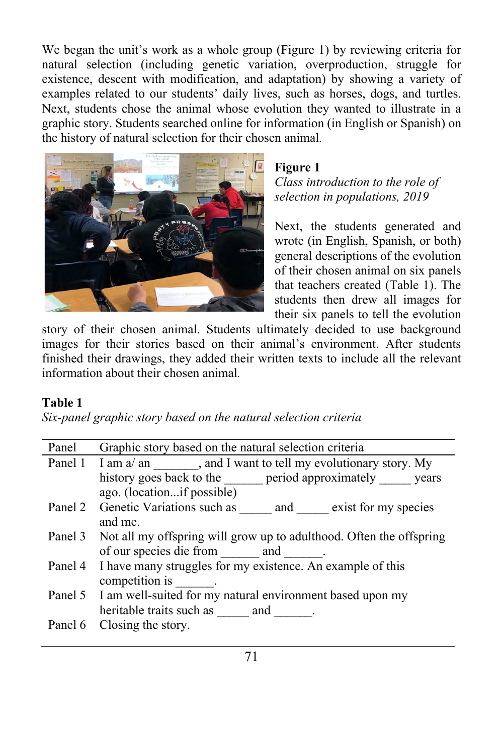We began the unit's work as a whole group (Figure 1) by reviewing criteria for natural selection (including genetic variation, overproduction, struggle for existence, descent with modification, and adaptation) by showing a variety of examples related to our students' daily lives, such as horses, dogs, and turtles. Next, students chose the animal whose evolution they wanted to illustrate in a graphic story. Students searched online for information (in English or Spanish) on the history of natural selection for their chosen animal.

**Figure 1**
*Class introduction to the role of selection in populations, 2019*

Next, the students generated and wrote (in English, Spanish, or both) general descriptions of the evolution of their chosen animal on six panels that teachers created (Table 1). The students then drew all images for their six panels to tell the evolution story of their chosen animal. Students ultimately decided to use background images for their stories based on their animal's environment. After students finished their drawings, they added their written texts to include all the relevant information about their chosen animal.

**Table 1**
*Six-panel graphic story based on the natural selection criteria*

| Panel | Graphic story based on the natural selection criteria |
|---|---|
| Panel 1 | I am a/ an _______, and I want to tell my evolutionary story. My history goes back to the ______ period approximately _____ years ago. (location...if possible) |
| Panel 2 | Genetic Variations such as _____ and _____ exist for my species and me. |
| Panel 3 | Not all my offspring will grow up to adulthood. Often the offspring of our species die from ______ and ______. |
| Panel 4 | I have many struggles for my existence. An example of this competition is ______. |
| Panel 5 | I am well-suited for my natural environment based upon my heritable traits such as _____ and ______. |
| Panel 6 | Closing the story. |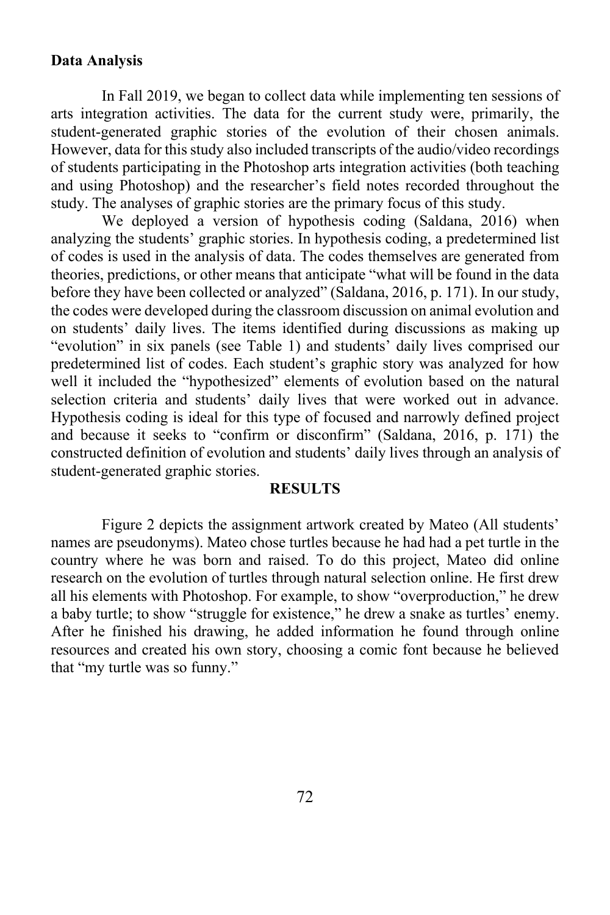## Data Analysis

In Fall 2019, we began to collect data while implementing ten sessions of arts integration activities. The data for the current study were, primarily, the student-generated graphic stories of the evolution of their chosen animals. However, data for this study also included transcripts of the audio/video recordings of students participating in the Photoshop arts integration activities (both teaching and using Photoshop) and the researcher's field notes recorded throughout the study. The analyses of graphic stories are the primary focus of this study.

We deployed a version of hypothesis coding (Saldana, 2016) when analyzing the students' graphic stories. In hypothesis coding, a predetermined list of codes is used in the analysis of data. The codes themselves are generated from theories, predictions, or other means that anticipate "what will be found in the data before they have been collected or analyzed" (Saldana, 2016, p. 171). In our study, the codes were developed during the classroom discussion on animal evolution and on students' daily lives. The items identified during discussions as making up "evolution" in six panels (see Table 1) and students' daily lives comprised our predetermined list of codes. Each student's graphic story was analyzed for how well it included the "hypothesized" elements of evolution based on the natural selection criteria and students' daily lives that were worked out in advance. Hypothesis coding is ideal for this type of focused and narrowly defined project and because it seeks to "confirm or disconfirm" (Saldana, 2016, p. 171) the constructed definition of evolution and students' daily lives through an analysis of student-generated graphic stories.

## RESULTS

Figure 2 depicts the assignment artwork created by Mateo (All students' names are pseudonyms). Mateo chose turtles because he had had a pet turtle in the country where he was born and raised. To do this project, Mateo did online research on the evolution of turtles through natural selection online. He first drew all his elements with Photoshop. For example, to show "overproduction," he drew a baby turtle; to show "struggle for existence," he drew a snake as turtles' enemy. After he finished his drawing, he added information he found through online resources and created his own story, choosing a comic font because he believed that "my turtle was so funny."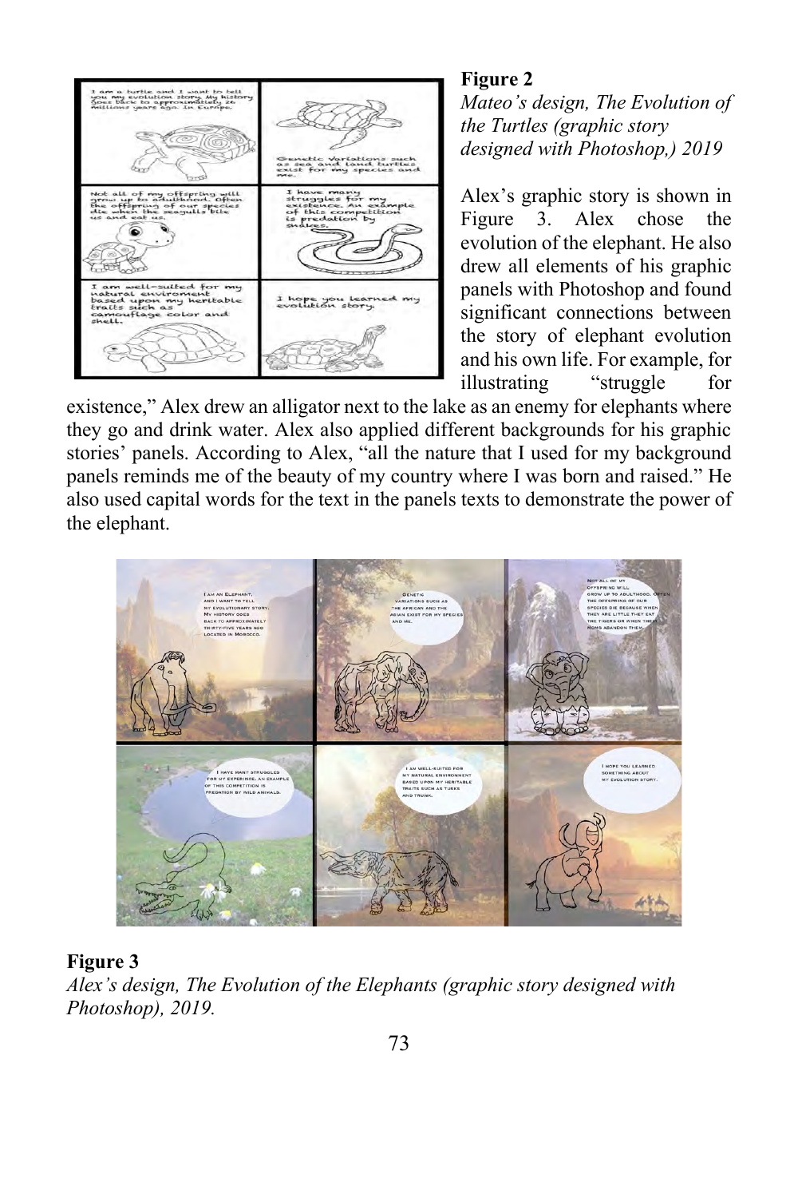**Figure 2**

*Mateo's design, The Evolution of the Turtles (graphic story designed with Photoshop,) 2019*

Alex's graphic story is shown in Figure 3. Alex chose the evolution of the elephant. He also drew all elements of his graphic panels with Photoshop and found significant connections between the story of elephant evolution and his own life. For example, for illustrating "struggle for existence," Alex drew an alligator next to the lake as an enemy for elephants where they go and drink water. Alex also applied different backgrounds for his graphic stories' panels. According to Alex, "all the nature that I used for my background panels reminds me of the beauty of my country where I was born and raised." He also used capital words for the text in the panels texts to demonstrate the power of the elephant.

**Figure 3**

*Alex's design, The Evolution of the Elephants (graphic story designed with Photoshop), 2019.*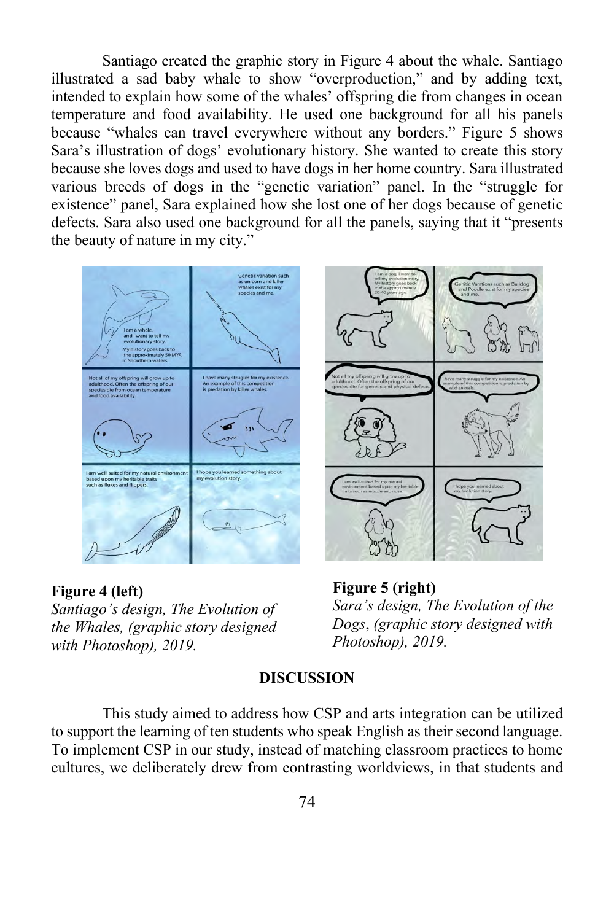Santiago created the graphic story in Figure 4 about the whale. Santiago illustrated a sad baby whale to show "overproduction," and by adding text, intended to explain how some of the whales' offspring die from changes in ocean temperature and food availability. He used one background for all his panels because "whales can travel everywhere without any borders." Figure 5 shows Sara's illustration of dogs' evolutionary history. She wanted to create this story because she loves dogs and used to have dogs in her home country. Sara illustrated various breeds of dogs in the "genetic variation" panel. In the "struggle for existence" panel, Sara explained how she lost one of her dogs because of genetic defects. Sara also used one background for all the panels, saying that it "presents the beauty of nature in my city."

**Figure 4 (left)**
*Santiago's design, The Evolution of the Whales, (graphic story designed with Photoshop), 2019.*

**Figure 5 (right)**
*Sara's design, The Evolution of the Dogs, (graphic story designed with Photoshop), 2019.*

## DISCUSSION

This study aimed to address how CSP and arts integration can be utilized to support the learning of ten students who speak English as their second language. To implement CSP in our study, instead of matching classroom practices to home cultures, we deliberately drew from contrasting worldviews, in that students and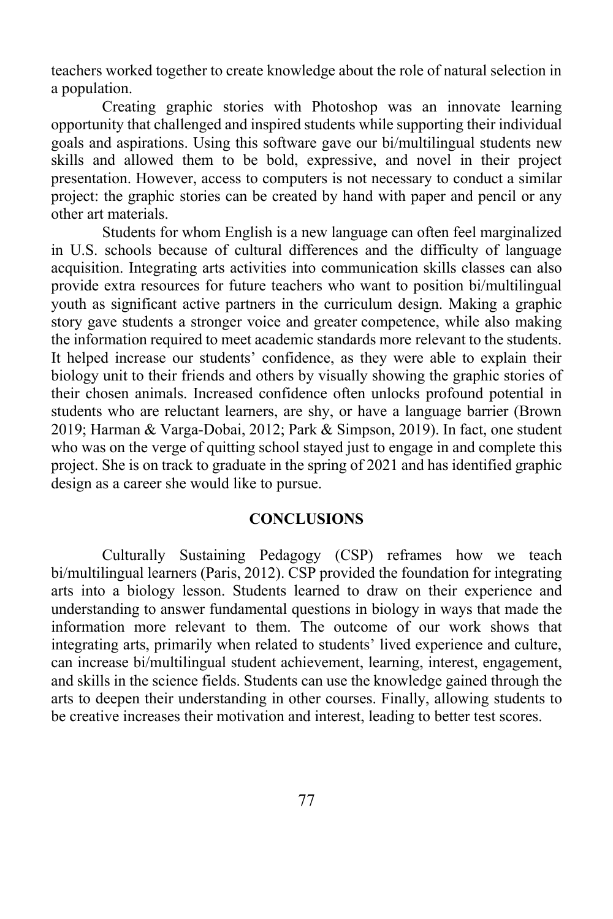teachers worked together to create knowledge about the role of natural selection in a population.

Creating graphic stories with Photoshop was an innovate learning opportunity that challenged and inspired students while supporting their individual goals and aspirations. Using this software gave our bi/multilingual students new skills and allowed them to be bold, expressive, and novel in their project presentation. However, access to computers is not necessary to conduct a similar project: the graphic stories can be created by hand with paper and pencil or any other art materials.

Students for whom English is a new language can often feel marginalized in U.S. schools because of cultural differences and the difficulty of language acquisition. Integrating arts activities into communication skills classes can also provide extra resources for future teachers who want to position bi/multilingual youth as significant active partners in the curriculum design. Making a graphic story gave students a stronger voice and greater competence, while also making the information required to meet academic standards more relevant to the students. It helped increase our students' confidence, as they were able to explain their biology unit to their friends and others by visually showing the graphic stories of their chosen animals. Increased confidence often unlocks profound potential in students who are reluctant learners, are shy, or have a language barrier (Brown 2019; Harman & Varga-Dobai, 2012; Park & Simpson, 2019). In fact, one student who was on the verge of quitting school stayed just to engage in and complete this project. She is on track to graduate in the spring of 2021 and has identified graphic design as a career she would like to pursue.

## CONCLUSIONS

Culturally Sustaining Pedagogy (CSP) reframes how we teach bi/multilingual learners (Paris, 2012). CSP provided the foundation for integrating arts into a biology lesson. Students learned to draw on their experience and understanding to answer fundamental questions in biology in ways that made the information more relevant to them. The outcome of our work shows that integrating arts, primarily when related to students' lived experience and culture, can increase bi/multilingual student achievement, learning, interest, engagement, and skills in the science fields. Students can use the knowledge gained through the arts to deepen their understanding in other courses. Finally, allowing students to be creative increases their motivation and interest, leading to better test scores.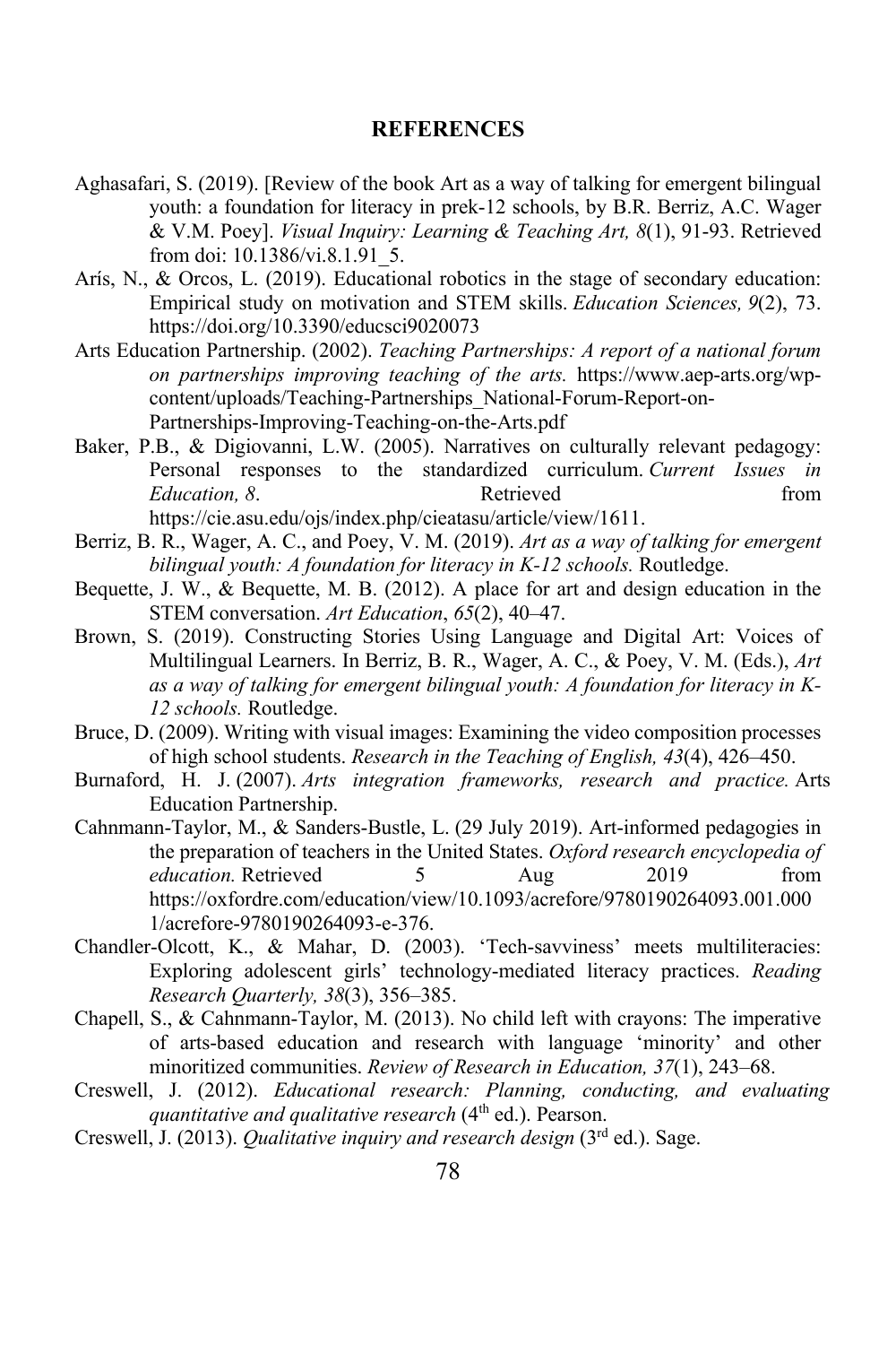## REFERENCES

Aghasafari, S. (2019). [Review of the book Art as a way of talking for emergent bilingual youth: a foundation for literacy in prek-12 schools, by B.R. Berriz, A.C. Wager & V.M. Poey]. *Visual Inquiry: Learning & Teaching Art, 8*(1), 91-93. Retrieved from doi: 10.1386/vi.8.1.91_5.

Arís, N., & Orcos, L. (2019). Educational robotics in the stage of secondary education: Empirical study on motivation and STEM skills. *Education Sciences, 9*(2), 73. https://doi.org/10.3390/educsci9020073

Arts Education Partnership. (2002). *Teaching Partnerships: A report of a national forum on partnerships improving teaching of the arts.* https://www.aep-arts.org/wp-content/uploads/Teaching-Partnerships_National-Forum-Report-on-Partnerships-Improving-Teaching-on-the-Arts.pdf

Baker, P.B., & Digiovanni, L.W. (2005). Narratives on culturally relevant pedagogy: Personal responses to the standardized curriculum. *Current Issues in Education, 8*. Retrieved from https://cie.asu.edu/ojs/index.php/cieatasu/article/view/1611.

Berriz, B. R., Wager, A. C., and Poey, V. M. (2019). *Art as a way of talking for emergent bilingual youth: A foundation for literacy in K-12 schools.* Routledge.

Bequette, J. W., & Bequette, M. B. (2012). A place for art and design education in the STEM conversation. *Art Education*, *65*(2), 40–47.

Brown, S. (2019). Constructing Stories Using Language and Digital Art: Voices of Multilingual Learners. In Berriz, B. R., Wager, A. C., & Poey, V. M. (Eds.), *Art as a way of talking for emergent bilingual youth: A foundation for literacy in K-12 schools.* Routledge.

Bruce, D. (2009). Writing with visual images: Examining the video composition processes of high school students. *Research in the Teaching of English, 43*(4), 426–450.

Burnaford, H. J. (2007). *Arts integration frameworks, research and practice.* Arts Education Partnership.

Cahnmann-Taylor, M., & Sanders-Bustle, L. (29 July 2019). Art-informed pedagogies in the preparation of teachers in the United States. *Oxford research encyclopedia of education.* Retrieved 5 Aug 2019 from https://oxfordre.com/education/view/10.1093/acrefore/9780190264093.001.0001/acrefore-9780190264093-e-376.

Chandler-Olcott, K., & Mahar, D. (2003). 'Tech-savviness' meets multiliteracies: Exploring adolescent girls' technology-mediated literacy practices. *Reading Research Quarterly, 38*(3), 356–385.

Chapell, S., & Cahnmann-Taylor, M. (2013). No child left with crayons: The imperative of arts-based education and research with language 'minority' and other minoritized communities. *Review of Research in Education, 37*(1), 243–68.

Creswell, J. (2012). *Educational research: Planning, conducting, and evaluating quantitative and qualitative research* (4th ed.). Pearson.

Creswell, J. (2013). *Qualitative inquiry and research design* (3rd ed.). Sage.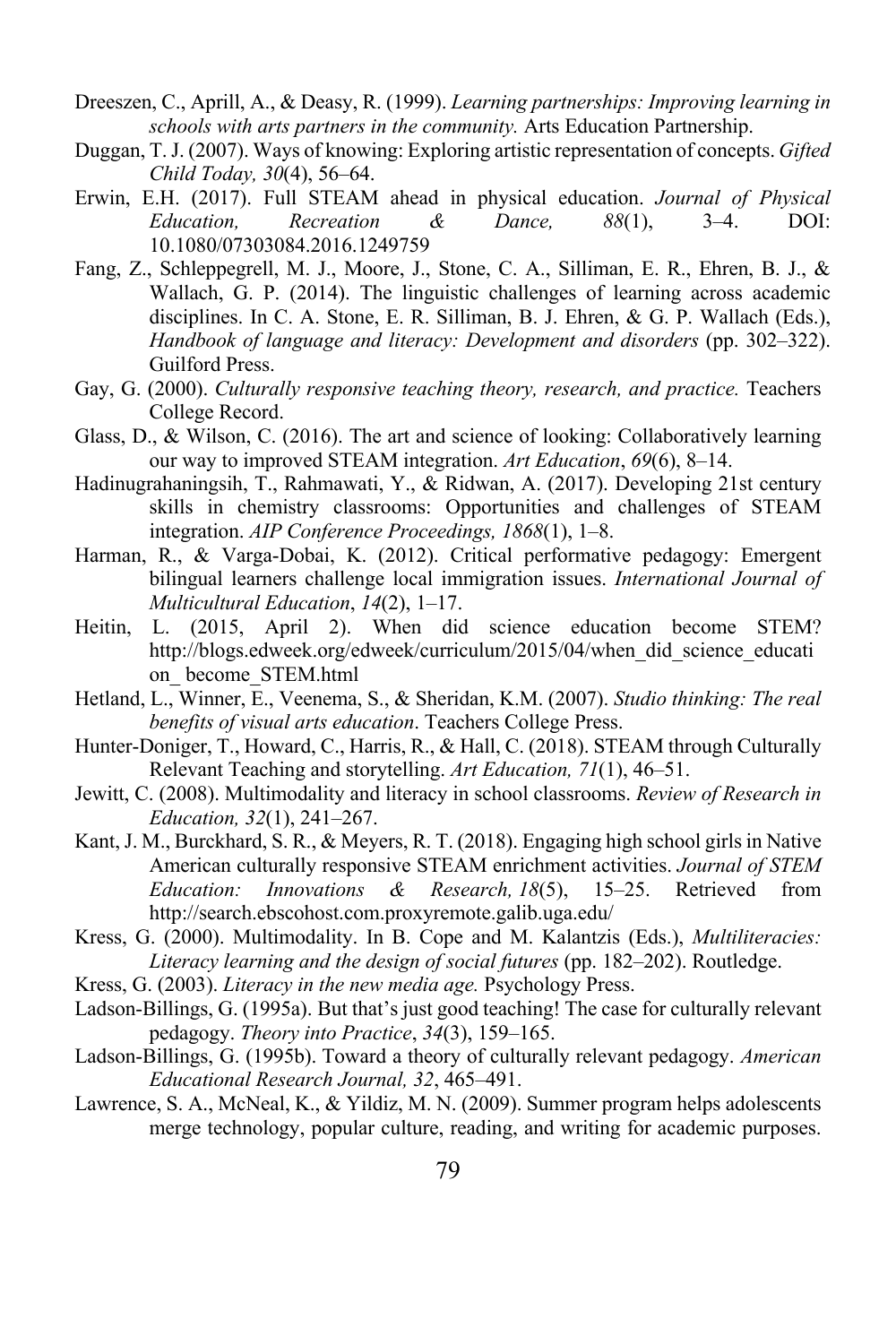Dreeszen, C., Aprill, A., & Deasy, R. (1999). *Learning partnerships: Improving learning in schools with arts partners in the community.* Arts Education Partnership.

Duggan, T. J. (2007). Ways of knowing: Exploring artistic representation of concepts. *Gifted Child Today, 30*(4), 56–64.

Erwin, E.H. (2017). Full STEAM ahead in physical education. *Journal of Physical Education, Recreation & Dance, 88*(1), 3–4. DOI: 10.1080/07303084.2016.1249759

Fang, Z., Schleppegrell, M. J., Moore, J., Stone, C. A., Silliman, E. R., Ehren, B. J., & Wallach, G. P. (2014). The linguistic challenges of learning across academic disciplines. In C. A. Stone, E. R. Silliman, B. J. Ehren, & G. P. Wallach (Eds.), *Handbook of language and literacy: Development and disorders* (pp. 302–322). Guilford Press.

Gay, G. (2000). *Culturally responsive teaching theory, research, and practice.* Teachers College Record.

Glass, D., & Wilson, C. (2016). The art and science of looking: Collaboratively learning our way to improved STEAM integration. *Art Education*, *69*(6), 8–14.

Hadinugrahaningsih, T., Rahmawati, Y., & Ridwan, A. (2017). Developing 21st century skills in chemistry classrooms: Opportunities and challenges of STEAM integration. *AIP Conference Proceedings, 1868*(1), 1–8.

Harman, R., & Varga-Dobai, K. (2012). Critical performative pedagogy: Emergent bilingual learners challenge local immigration issues. *International Journal of Multicultural Education*, *14*(2), 1–17.

Heitin, L. (2015, April 2). When did science education become STEM? http://blogs.edweek.org/edweek/curriculum/2015/04/when_did_science_education_ become_STEM.html

Hetland, L., Winner, E., Veenema, S., & Sheridan, K.M. (2007). *Studio thinking: The real benefits of visual arts education*. Teachers College Press.

Hunter-Doniger, T., Howard, C., Harris, R., & Hall, C. (2018). STEAM through Culturally Relevant Teaching and storytelling. *Art Education, 71*(1), 46–51.

Jewitt, C. (2008). Multimodality and literacy in school classrooms. *Review of Research in Education, 32*(1), 241–267.

Kant, J. M., Burckhard, S. R., & Meyers, R. T. (2018). Engaging high school girls in Native American culturally responsive STEAM enrichment activities. *Journal of STEM Education: Innovations & Research, 18*(5), 15–25. Retrieved from http://search.ebscohost.com.proxyremote.galib.uga.edu/

Kress, G. (2000). Multimodality. In B. Cope and M. Kalantzis (Eds.), *Multiliteracies: Literacy learning and the design of social futures* (pp. 182–202). Routledge.

Kress, G. (2003). *Literacy in the new media age.* Psychology Press.

Ladson-Billings, G. (1995a). But that's just good teaching! The case for culturally relevant pedagogy. *Theory into Practice*, *34*(3), 159–165.

Ladson-Billings, G. (1995b). Toward a theory of culturally relevant pedagogy. *American Educational Research Journal, 32*, 465–491.

Lawrence, S. A., McNeal, K., & Yildiz, M. N. (2009). Summer program helps adolescents merge technology, popular culture, reading, and writing for academic purposes.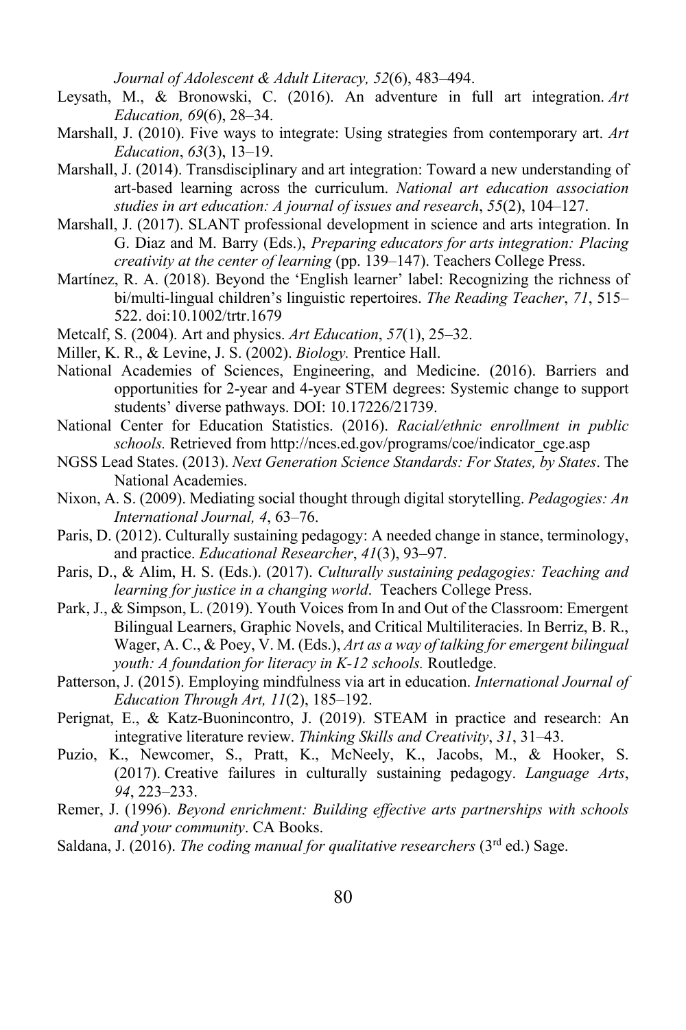*Journal of Adolescent & Adult Literacy, 52*(6), 483–494.

Leysath, M., & Bronowski, C. (2016). An adventure in full art integration. *Art Education, 69*(6), 28–34.

Marshall, J. (2010). Five ways to integrate: Using strategies from contemporary art. *Art Education*, *63*(3), 13–19.

Marshall, J. (2014). Transdisciplinary and art integration: Toward a new understanding of art-based learning across the curriculum. *National art education association studies in art education: A journal of issues and research*, *55*(2), 104–127.

Marshall, J. (2017). SLANT professional development in science and arts integration. In G. Diaz and M. Barry (Eds.), *Preparing educators for arts integration: Placing creativity at the center of learning* (pp. 139–147). Teachers College Press.

Martínez, R. A. (2018). Beyond the 'English learner' label: Recognizing the richness of bi/multi-lingual children's linguistic repertoires. *The Reading Teacher*, *71*, 515–522. doi:10.1002/trtr.1679

Metcalf, S. (2004). Art and physics. *Art Education*, *57*(1), 25–32.

Miller, K. R., & Levine, J. S. (2002). *Biology.* Prentice Hall.

National Academies of Sciences, Engineering, and Medicine. (2016). Barriers and opportunities for 2-year and 4-year STEM degrees: Systemic change to support students' diverse pathways. DOI: 10.17226/21739.

National Center for Education Statistics. (2016). *Racial/ethnic enrollment in public schools.* Retrieved from http://nces.ed.gov/programs/coe/indicator_cge.asp

NGSS Lead States. (2013). *Next Generation Science Standards: For States, by States*. The National Academies.

Nixon, A. S. (2009). Mediating social thought through digital storytelling. *Pedagogies: An International Journal, 4*, 63–76.

Paris, D. (2012). Culturally sustaining pedagogy: A needed change in stance, terminology, and practice. *Educational Researcher*, *41*(3), 93–97.

Paris, D., & Alim, H. S. (Eds.). (2017). *Culturally sustaining pedagogies: Teaching and learning for justice in a changing world*. Teachers College Press.

Park, J., & Simpson, L. (2019). Youth Voices from In and Out of the Classroom: Emergent Bilingual Learners, Graphic Novels, and Critical Multiliteracies. In Berriz, B. R., Wager, A. C., & Poey, V. M. (Eds.), *Art as a way of talking for emergent bilingual youth: A foundation for literacy in K-12 schools.* Routledge.

Patterson, J. (2015). Employing mindfulness via art in education. *International Journal of Education Through Art, 11*(2), 185–192.

Perignat, E., & Katz-Buonincontro, J. (2019). STEAM in practice and research: An integrative literature review. *Thinking Skills and Creativity*, *31*, 31–43.

Puzio, K., Newcomer, S., Pratt, K., McNeely, K., Jacobs, M., & Hooker, S. (2017). Creative failures in culturally sustaining pedagogy. *Language Arts*, *94*, 223–233.

Remer, J. (1996). *Beyond enrichment: Building effective arts partnerships with schools and your community*. CA Books.

Saldana, J. (2016). *The coding manual for qualitative researchers* (3rd ed.) Sage.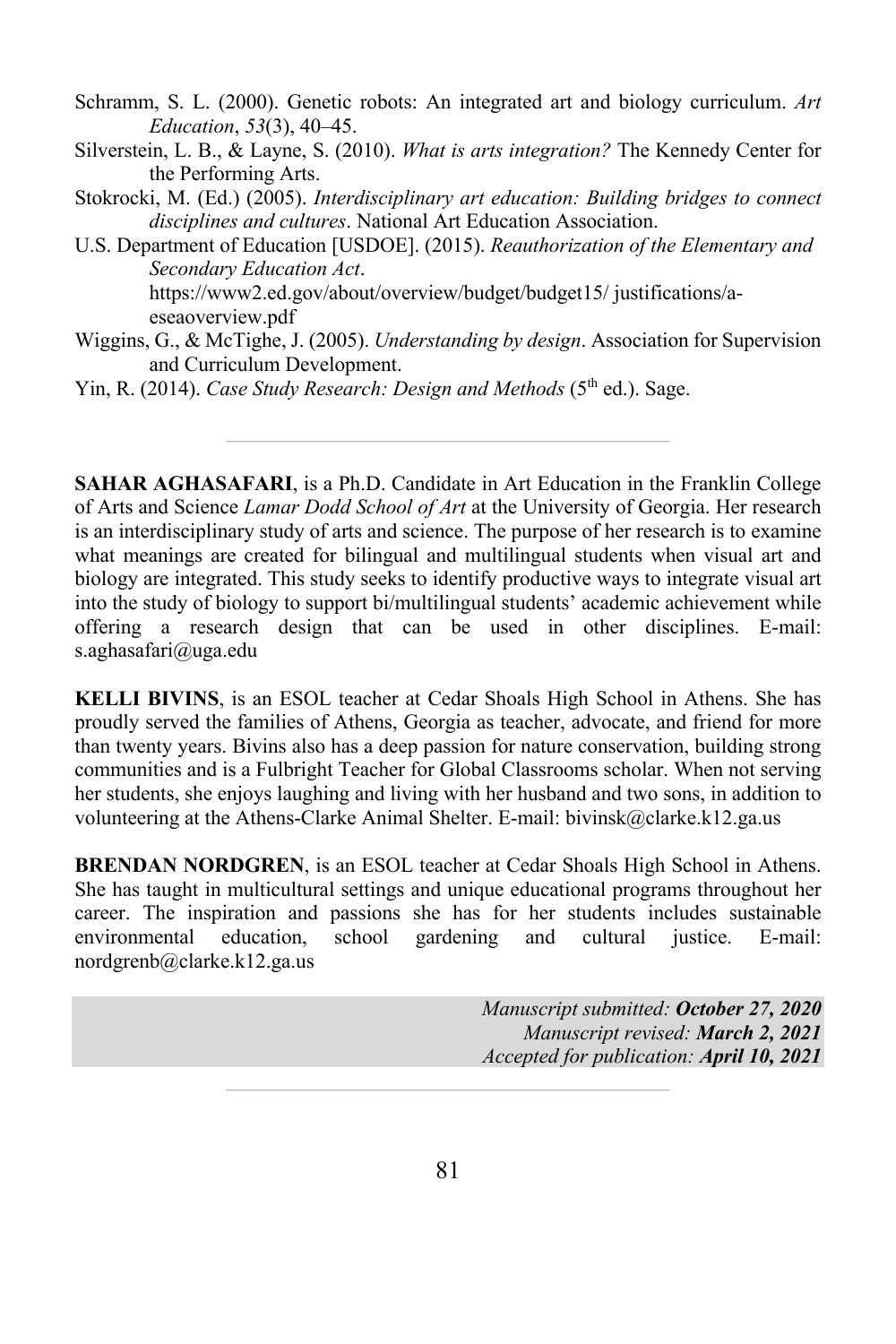Schramm, S. L. (2000). Genetic robots: An integrated art and biology curriculum. *Art Education*, *53*(3), 40–45.

Silverstein, L. B., & Layne, S. (2010). *What is arts integration?* The Kennedy Center for the Performing Arts.

Stokrocki, M. (Ed.) (2005). *Interdisciplinary art education: Building bridges to connect disciplines and cultures*. National Art Education Association.

U.S. Department of Education [USDOE]. (2015). *Reauthorization of the Elementary and Secondary Education Act*. https://www2.ed.gov/about/overview/budget/budget15/ justifications/a-eseaoverview.pdf

Wiggins, G., & McTighe, J. (2005). *Understanding by design*. Association for Supervision and Curriculum Development.

Yin, R. (2014). *Case Study Research: Design and Methods* (5th ed.). Sage.

---

**SAHAR AGHASAFARI**, is a Ph.D. Candidate in Art Education in the Franklin College of Arts and Science *Lamar Dodd School of Art* at the University of Georgia. Her research is an interdisciplinary study of arts and science. The purpose of her research is to examine what meanings are created for bilingual and multilingual students when visual art and biology are integrated. This study seeks to identify productive ways to integrate visual art into the study of biology to support bi/multilingual students' academic achievement while offering a research design that can be used in other disciplines. E-mail: s.aghasafari@uga.edu

**KELLI BIVINS**, is an ESOL teacher at Cedar Shoals High School in Athens. She has proudly served the families of Athens, Georgia as teacher, advocate, and friend for more than twenty years. Bivins also has a deep passion for nature conservation, building strong communities and is a Fulbright Teacher for Global Classrooms scholar. When not serving her students, she enjoys laughing and living with her husband and two sons, in addition to volunteering at the Athens-Clarke Animal Shelter. E-mail: bivinsk@clarke.k12.ga.us

**BRENDAN NORDGREN**, is an ESOL teacher at Cedar Shoals High School in Athens. She has taught in multicultural settings and unique educational programs throughout her career. The inspiration and passions she has for her students includes sustainable environmental education, school gardening and cultural justice. E-mail: nordgrenb@clarke.k12.ga.us

*Manuscript submitted: **October 27, 2020***
*Manuscript revised: **March 2, 2021***
*Accepted for publication: **April 10, 2021***